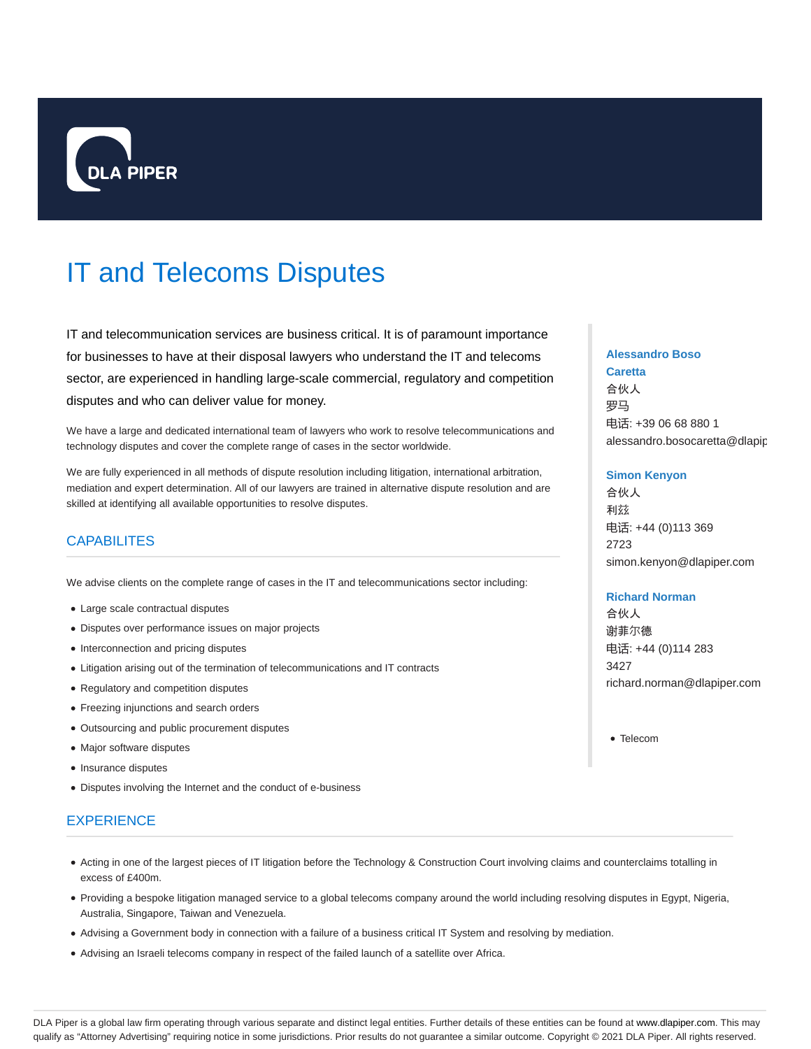DLA PIPER

# IT and Telecoms Disputes

IT and telecommunication services are business critical. It is of paramount importance for businesses to have at their disposal lawyers who understand the IT and telecoms sector, are experienced in handling large-scale commercial, regulatory and competition disputes and who can deliver value for money.

We have a large and dedicated international team of lawyers who work to resolve telecommunications and technology disputes and cover the complete range of cases in the sector worldwide.

We are fully experienced in all methods of dispute resolution including litigation, international arbitration, mediation and expert determination. All of our lawyers are trained in alternative dispute resolution and are skilled at identifying all available opportunities to resolve disputes.

## CAPABILITES

We advise clients on the complete range of cases in the IT and telecommunications sector including:

- Large scale contractual disputes
- Disputes over performance issues on major projects
- Interconnection and pricing disputes
- Litigation arising out of the termination of telecommunications and IT contracts
- Regulatory and competition disputes
- Freezing injunctions and search orders
- Outsourcing and public procurement disputes
- Major software disputes
- Insurance disputes
- Disputes involving the Internet and the conduct of e-business

## EXPERIENCE

- Acting in one of the largest pieces of IT litigation before the Technology & Construction Court involving claims and counterclaims totalling in excess of £400m.
- Providing a bespoke litigation managed service to a global telecoms company around the world including resolving disputes in Egypt, Nigeria, Australia, Singapore, Taiwan and Venezuela.
- Advising a Government body in connection with a failure of a business critical IT System and resolving by mediation.
- Advising an Israeli telecoms company in respect of the failed launch of a satellite over Africa.

**Alessandro Boso Caretta**
合伙人
罗马
电话: +39 06 68 880 1
alessandro.bosocaretta@dlapip

**Simon Kenyon**
合伙人
利兹
电话: +44 (0)113 369 2723
simon.kenyon@dlapiper.com

**Richard Norman**
合伙人
谢菲尔德
电话: +44 (0)114 283 3427
richard.norman@dlapiper.com

- Telecom

DLA Piper is a global law firm operating through various separate and distinct legal entities. Further details of these entities can be found at www.dlapiper.com. This may qualify as "Attorney Advertising" requiring notice in some jurisdictions. Prior results do not guarantee a similar outcome. Copyright © 2021 DLA Piper. All rights reserved.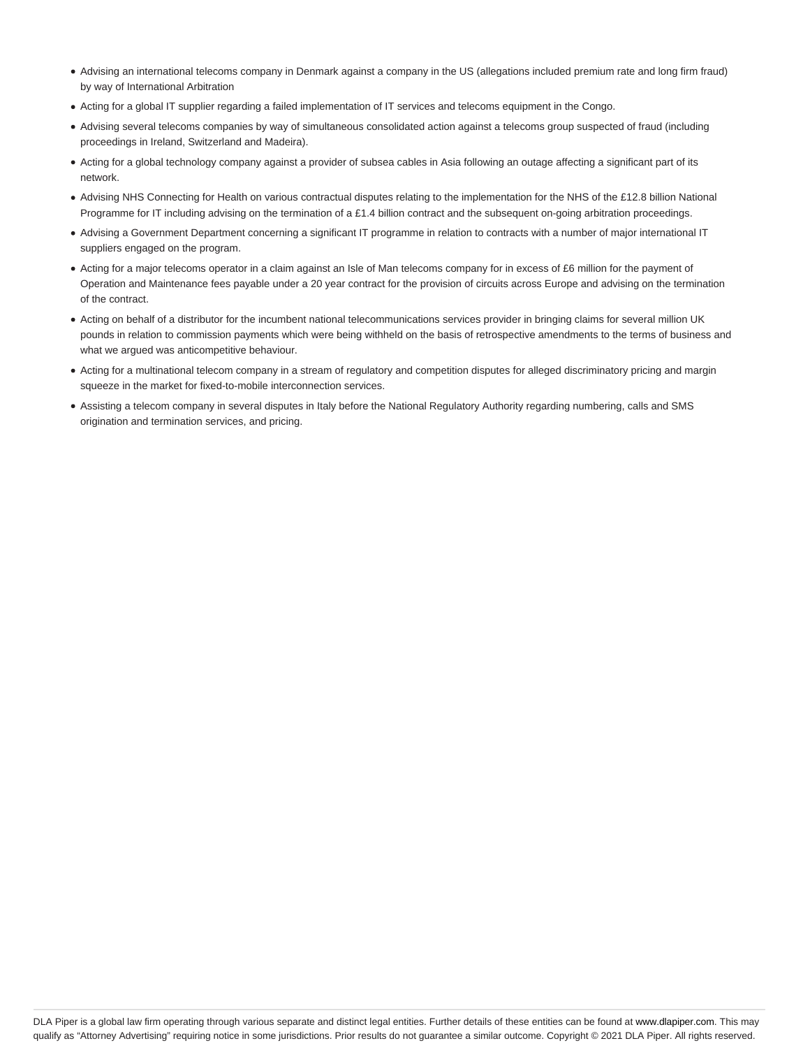- Advising an international telecoms company in Denmark against a company in the US (allegations included premium rate and long firm fraud) by way of International Arbitration
- Acting for a global IT supplier regarding a failed implementation of IT services and telecoms equipment in the Congo.
- Advising several telecoms companies by way of simultaneous consolidated action against a telecoms group suspected of fraud (including proceedings in Ireland, Switzerland and Madeira).
- Acting for a global technology company against a provider of subsea cables in Asia following an outage affecting a significant part of its network.
- Advising NHS Connecting for Health on various contractual disputes relating to the implementation for the NHS of the £12.8 billion National Programme for IT including advising on the termination of a £1.4 billion contract and the subsequent on-going arbitration proceedings.
- Advising a Government Department concerning a significant IT programme in relation to contracts with a number of major international IT suppliers engaged on the program.
- Acting for a major telecoms operator in a claim against an Isle of Man telecoms company for in excess of £6 million for the payment of Operation and Maintenance fees payable under a 20 year contract for the provision of circuits across Europe and advising on the termination of the contract.
- Acting on behalf of a distributor for the incumbent national telecommunications services provider in bringing claims for several million UK pounds in relation to commission payments which were being withheld on the basis of retrospective amendments to the terms of business and what we argued was anticompetitive behaviour.
- Acting for a multinational telecom company in a stream of regulatory and competition disputes for alleged discriminatory pricing and margin squeeze in the market for fixed-to-mobile interconnection services.
- Assisting a telecom company in several disputes in Italy before the National Regulatory Authority regarding numbering, calls and SMS origination and termination services, and pricing.

DLA Piper is a global law firm operating through various separate and distinct legal entities. Further details of these entities can be found at www.dlapiper.com. This may qualify as "Attorney Advertising" requiring notice in some jurisdictions. Prior results do not guarantee a similar outcome. Copyright © 2021 DLA Piper. All rights reserved.